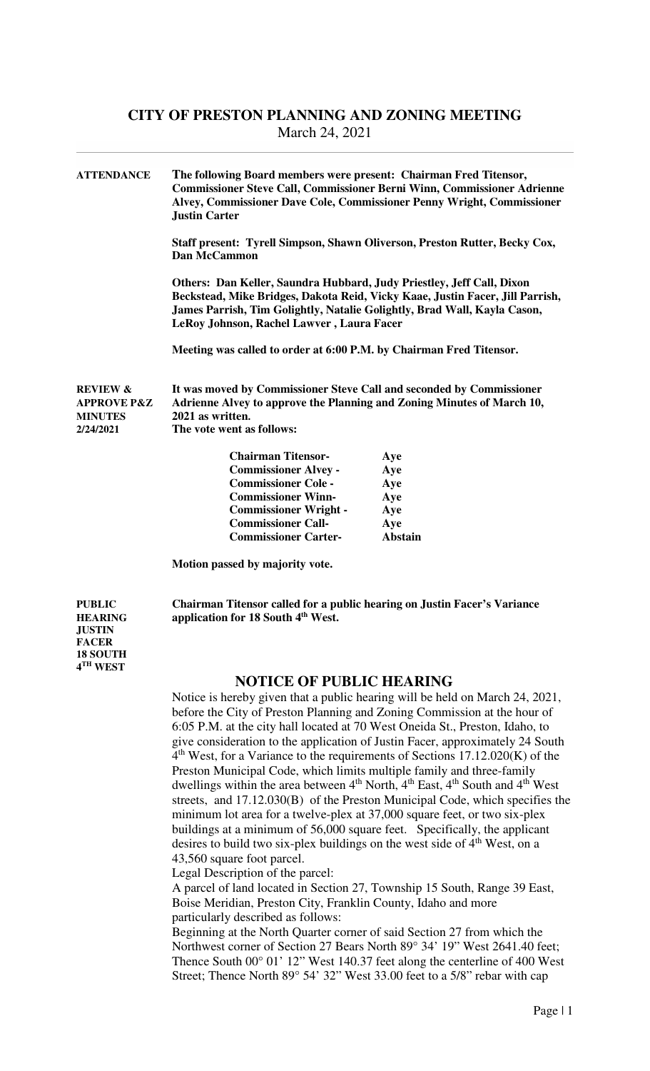# CITY OF PRESTON PLANNING AND ZONING MEETING

March 24, 2021

**ATTENDANCE**

**The following Board members were present: Chairman Fred Titensor, Commissioner Steve Call, Commissioner Berni Winn, Commissioner Adrienne Alvey, Commissioner Dave Cole, Commissioner Penny Wright, Commissioner Justin Carter**

**Staff present: Tyrell Simpson, Shawn Oliverson, Preston Rutter, Becky Cox, Dan McCammon**

**Others: Dan Keller, Saundra Hubbard, Judy Priestley, Jeff Call, Dixon Beckstead, Mike Bridges, Dakota Reid, Vicky Kaae, Justin Facer, Jill Parrish, James Parrish, Tim Golightly, Natalie Golightly, Brad Wall, Kayla Cason, LeRoy Johnson, Rachel Lawver , Laura Facer**

**Meeting was called to order at 6:00 P.M. by Chairman Fred Titensor.**

**REVIEW & APPROVE P&Z MINUTES 2/24/2021**

**It was moved by Commissioner Steve Call and seconded by Commissioner Adrienne Alvey to approve the Planning and Zoning Minutes of March 10, 2021 as written.**

**The vote went as follows:**

| | |
|---|---|
| **Chairman Titensor-** | **Aye** |
| **Commissioner Alvey -** | **Aye** |
| **Commissioner Cole -** | **Aye** |
| **Commissioner Winn-** | **Aye** |
| **Commissioner Wright -** | **Aye** |
| **Commissioner Call-** | **Aye** |
| **Commissioner Carter-** | **Abstain** |

**Motion passed by majority vote.**

**PUBLIC HEARING JUSTIN FACER 18 SOUTH 4TH WEST**

**Chairman Titensor called for a public hearing on Justin Facer's Variance application for 18 South 4th West.**

## NOTICE OF PUBLIC HEARING

Notice is hereby given that a public hearing will be held on March 24, 2021, before the City of Preston Planning and Zoning Commission at the hour of 6:05 P.M. at the city hall located at 70 West Oneida St., Preston, Idaho, to give consideration to the application of Justin Facer, approximately 24 South 4th West, for a Variance to the requirements of Sections 17.12.020(K) of the Preston Municipal Code, which limits multiple family and three-family dwellings within the area between 4th North, 4th East, 4th South and 4th West streets, and 17.12.030(B) of the Preston Municipal Code, which specifies the minimum lot area for a twelve-plex at 37,000 square feet, or two six-plex buildings at a minimum of 56,000 square feet. Specifically, the applicant desires to build two six-plex buildings on the west side of 4th West, on a 43,560 square foot parcel.

Legal Description of the parcel:

A parcel of land located in Section 27, Township 15 South, Range 39 East, Boise Meridian, Preston City, Franklin County, Idaho and more particularly described as follows:

Beginning at the North Quarter corner of said Section 27 from which the Northwest corner of Section 27 Bears North 89° 34' 19" West 2641.40 feet; Thence South 00° 01' 12" West 140.37 feet along the centerline of 400 West Street; Thence North 89° 54' 32" West 33.00 feet to a 5/8" rebar with cap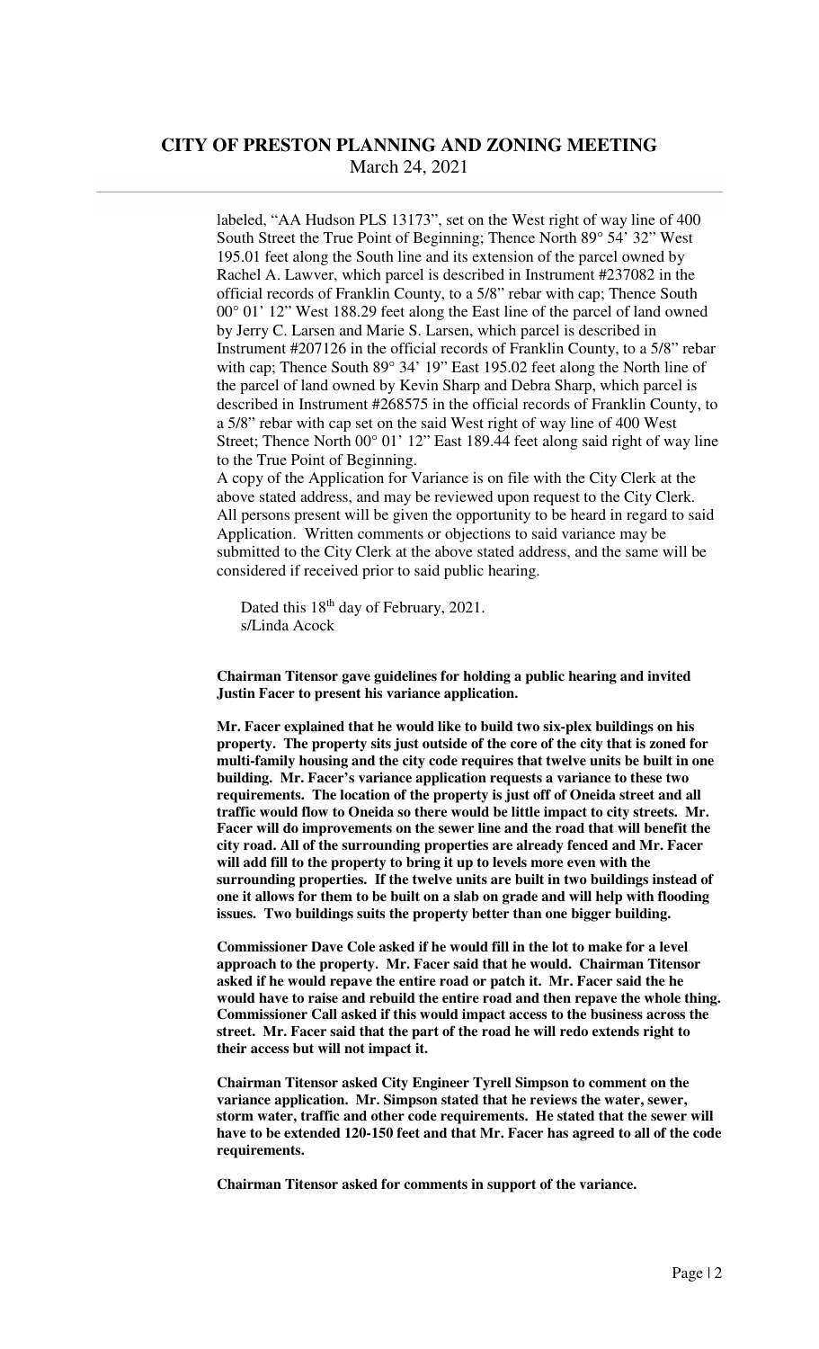labeled, "AA Hudson PLS 13173", set on the West right of way line of 400 South Street the True Point of Beginning; Thence North 89° 54' 32" West 195.01 feet along the South line and its extension of the parcel owned by Rachel A. Lawver, which parcel is described in Instrument #237082 in the official records of Franklin County, to a 5/8" rebar with cap; Thence South 00° 01' 12" West 188.29 feet along the East line of the parcel of land owned by Jerry C. Larsen and Marie S. Larsen, which parcel is described in Instrument #207126 in the official records of Franklin County, to a 5/8" rebar with cap; Thence South 89° 34' 19" East 195.02 feet along the North line of the parcel of land owned by Kevin Sharp and Debra Sharp, which parcel is described in Instrument #268575 in the official records of Franklin County, to a 5/8" rebar with cap set on the said West right of way line of 400 West Street; Thence North 00° 01' 12" East 189.44 feet along said right of way line to the True Point of Beginning.

A copy of the Application for Variance is on file with the City Clerk at the above stated address, and may be reviewed upon request to the City Clerk. All persons present will be given the opportunity to be heard in regard to said Application. Written comments or objections to said variance may be submitted to the City Clerk at the above stated address, and the same will be considered if received prior to said public hearing.

Dated this 18th day of February, 2021.
s/Linda Acock

**Chairman Titensor gave guidelines for holding a public hearing and invited Justin Facer to present his variance application.**

**Mr. Facer explained that he would like to build two six-plex buildings on his property. The property sits just outside of the core of the city that is zoned for multi-family housing and the city code requires that twelve units be built in one building. Mr. Facer's variance application requests a variance to these two requirements. The location of the property is just off of Oneida street and all traffic would flow to Oneida so there would be little impact to city streets. Mr. Facer will do improvements on the sewer line and the road that will benefit the city road. All of the surrounding properties are already fenced and Mr. Facer will add fill to the property to bring it up to levels more even with the surrounding properties. If the twelve units are built in two buildings instead of one it allows for them to be built on a slab on grade and will help with flooding issues. Two buildings suits the property better than one bigger building.**

**Commissioner Dave Cole asked if he would fill in the lot to make for a level approach to the property. Mr. Facer said that he would. Chairman Titensor asked if he would repave the entire road or patch it. Mr. Facer said the he would have to raise and rebuild the entire road and then repave the whole thing. Commissioner Call asked if this would impact access to the business across the street. Mr. Facer said that the part of the road he will redo extends right to their access but will not impact it.**

**Chairman Titensor asked City Engineer Tyrell Simpson to comment on the variance application. Mr. Simpson stated that he reviews the water, sewer, storm water, traffic and other code requirements. He stated that the sewer will have to be extended 120-150 feet and that Mr. Facer has agreed to all of the code requirements.**

**Chairman Titensor asked for comments in support of the variance.**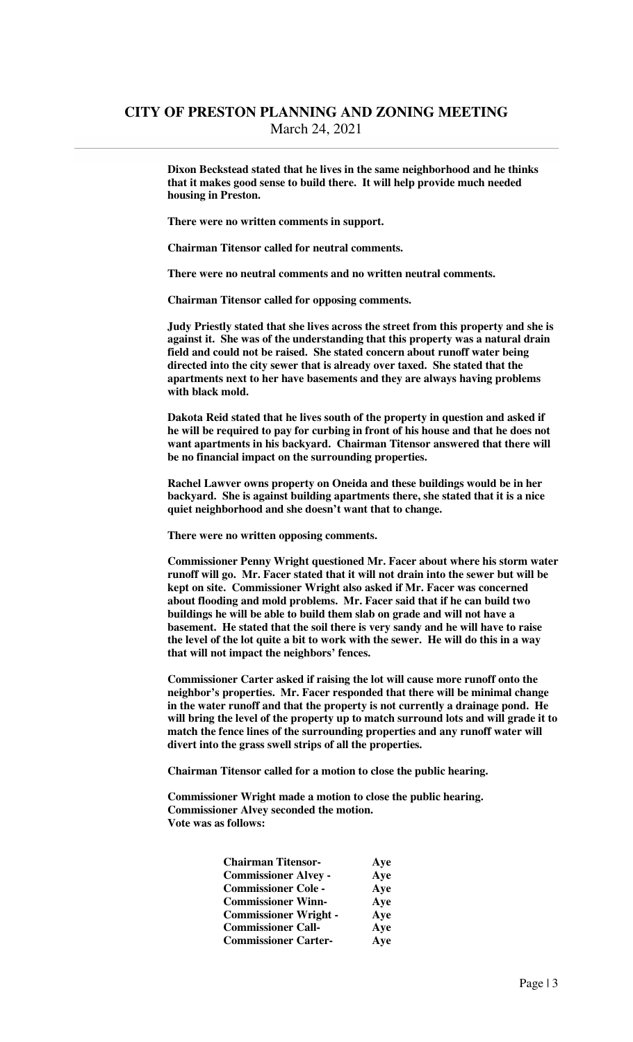**Dixon Beckstead stated that he lives in the same neighborhood and he thinks that it makes good sense to build there. It will help provide much needed housing in Preston.**

**There were no written comments in support.**

**Chairman Titensor called for neutral comments.**

**There were no neutral comments and no written neutral comments.**

**Chairman Titensor called for opposing comments.**

**Judy Priestly stated that she lives across the street from this property and she is against it. She was of the understanding that this property was a natural drain field and could not be raised. She stated concern about runoff water being directed into the city sewer that is already over taxed. She stated that the apartments next to her have basements and they are always having problems with black mold.**

**Dakota Reid stated that he lives south of the property in question and asked if he will be required to pay for curbing in front of his house and that he does not want apartments in his backyard. Chairman Titensor answered that there will be no financial impact on the surrounding properties.**

**Rachel Lawver owns property on Oneida and these buildings would be in her backyard. She is against building apartments there, she stated that it is a nice quiet neighborhood and she doesn't want that to change.**

**There were no written opposing comments.**

**Commissioner Penny Wright questioned Mr. Facer about where his storm water runoff will go. Mr. Facer stated that it will not drain into the sewer but will be kept on site. Commissioner Wright also asked if Mr. Facer was concerned about flooding and mold problems. Mr. Facer said that if he can build two buildings he will be able to build them slab on grade and will not have a basement. He stated that the soil there is very sandy and he will have to raise the level of the lot quite a bit to work with the sewer. He will do this in a way that will not impact the neighbors' fences.**

**Commissioner Carter asked if raising the lot will cause more runoff onto the neighbor's properties. Mr. Facer responded that there will be minimal change in the water runoff and that the property is not currently a drainage pond. He will bring the level of the property up to match surround lots and will grade it to match the fence lines of the surrounding properties and any runoff water will divert into the grass swell strips of all the properties.**

**Chairman Titensor called for a motion to close the public hearing.**

**Commissioner Wright made a motion to close the public hearing.**
**Commissioner Alvey seconded the motion.**
**Vote was as follows:**

| | |
|---|---|
| **Chairman Titensor-** | **Aye** |
| **Commissioner Alvey -** | **Aye** |
| **Commissioner Cole -** | **Aye** |
| **Commissioner Winn-** | **Aye** |
| **Commissioner Wright -** | **Aye** |
| **Commissioner Call-** | **Aye** |
| **Commissioner Carter-** | **Aye** |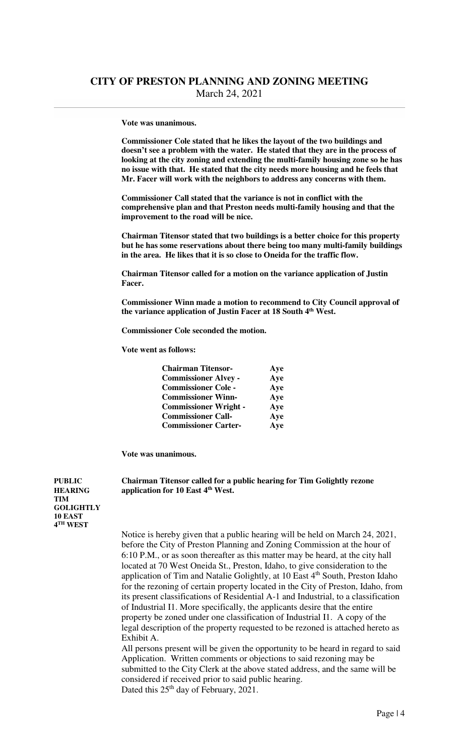**Vote was unanimous.**

**Commissioner Cole stated that he likes the layout of the two buildings and doesn't see a problem with the water. He stated that they are in the process of looking at the city zoning and extending the multi-family housing zone so he has no issue with that. He stated that the city needs more housing and he feels that Mr. Facer will work with the neighbors to address any concerns with them.**

**Commissioner Call stated that the variance is not in conflict with the comprehensive plan and that Preston needs multi-family housing and that the improvement to the road will be nice.**

**Chairman Titensor stated that two buildings is a better choice for this property but he has some reservations about there being too many multi-family buildings in the area. He likes that it is so close to Oneida for the traffic flow.**

**Chairman Titensor called for a motion on the variance application of Justin Facer.**

**Commissioner Winn made a motion to recommend to City Council approval of the variance application of Justin Facer at 18 South 4th West.**

**Commissioner Cole seconded the motion.**

**Vote went as follows:**

| | |
|---|---|
| **Chairman Titensor-** | **Aye** |
| **Commissioner Alvey -** | **Aye** |
| **Commissioner Cole -** | **Aye** |
| **Commissioner Winn-** | **Aye** |
| **Commissioner Wright -** | **Aye** |
| **Commissioner Call-** | **Aye** |
| **Commissioner Carter-** | **Aye** |

**Vote was unanimous.**

**PUBLIC HEARING TIM GOLIGHTLY 10 EAST 4TH WEST**

**Chairman Titensor called for a public hearing for Tim Golightly rezone application for 10 East 4th West.**

Notice is hereby given that a public hearing will be held on March 24, 2021, before the City of Preston Planning and Zoning Commission at the hour of 6:10 P.M., or as soon thereafter as this matter may be heard, at the city hall located at 70 West Oneida St., Preston, Idaho, to give consideration to the application of Tim and Natalie Golightly, at 10 East 4th South, Preston Idaho for the rezoning of certain property located in the City of Preston, Idaho, from its present classifications of Residential A-1 and Industrial, to a classification of Industrial I1. More specifically, the applicants desire that the entire property be zoned under one classification of Industrial I1. A copy of the legal description of the property requested to be rezoned is attached hereto as Exhibit A.

All persons present will be given the opportunity to be heard in regard to said Application. Written comments or objections to said rezoning may be submitted to the City Clerk at the above stated address, and the same will be considered if received prior to said public hearing.

Dated this 25th day of February, 2021.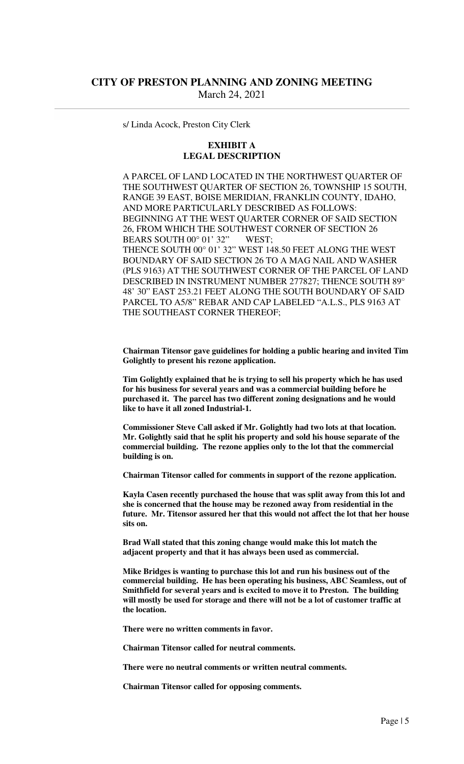s/ Linda Acock, Preston City Clerk

**EXHIBIT A**
**LEGAL DESCRIPTION**

A PARCEL OF LAND LOCATED IN THE NORTHWEST QUARTER OF THE SOUTHWEST QUARTER OF SECTION 26, TOWNSHIP 15 SOUTH, RANGE 39 EAST, BOISE MERIDIAN, FRANKLIN COUNTY, IDAHO, AND MORE PARTICULARLY DESCRIBED AS FOLLOWS:
BEGINNING AT THE WEST QUARTER CORNER OF SAID SECTION 26, FROM WHICH THE SOUTHWEST CORNER OF SECTION 26 BEARS SOUTH 00° 01' 32" WEST;
THENCE SOUTH 00° 01' 32" WEST 148.50 FEET ALONG THE WEST BOUNDARY OF SAID SECTION 26 TO A MAG NAIL AND WASHER (PLS 9163) AT THE SOUTHWEST CORNER OF THE PARCEL OF LAND DESCRIBED IN INSTRUMENT NUMBER 277827; THENCE SOUTH 89° 48' 30" EAST 253.21 FEET ALONG THE SOUTH BOUNDARY OF SAID PARCEL TO A5/8" REBAR AND CAP LABELED "A.L.S., PLS 9163 AT THE SOUTHEAST CORNER THEREOF;

**Chairman Titensor gave guidelines for holding a public hearing and invited Tim Golightly to present his rezone application.**

**Tim Golightly explained that he is trying to sell his property which he has used for his business for several years and was a commercial building before he purchased it. The parcel has two different zoning designations and he would like to have it all zoned Industrial-1.**

**Commissioner Steve Call asked if Mr. Golightly had two lots at that location. Mr. Golightly said that he split his property and sold his house separate of the commercial building. The rezone applies only to the lot that the commercial building is on.**

**Chairman Titensor called for comments in support of the rezone application.**

**Kayla Casen recently purchased the house that was split away from this lot and she is concerned that the house may be rezoned away from residential in the future. Mr. Titensor assured her that this would not affect the lot that her house sits on.**

**Brad Wall stated that this zoning change would make this lot match the adjacent property and that it has always been used as commercial.**

**Mike Bridges is wanting to purchase this lot and run his business out of the commercial building. He has been operating his business, ABC Seamless, out of Smithfield for several years and is excited to move it to Preston. The building will mostly be used for storage and there will not be a lot of customer traffic at the location.**

**There were no written comments in favor.**

**Chairman Titensor called for neutral comments.**

**There were no neutral comments or written neutral comments.**

**Chairman Titensor called for opposing comments.**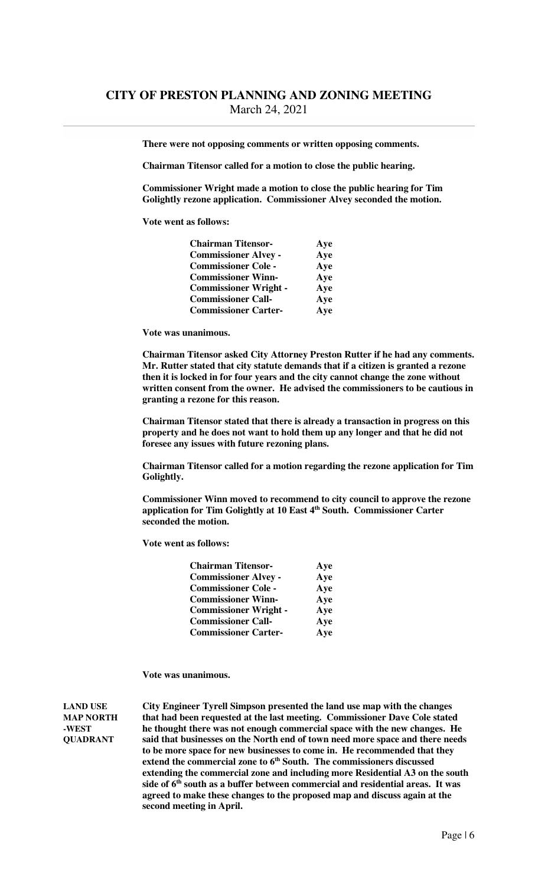**There were not opposing comments or written opposing comments.**

**Chairman Titensor called for a motion to close the public hearing.**

**Commissioner Wright made a motion to close the public hearing for Tim Golightly rezone application. Commissioner Alvey seconded the motion.**

**Vote went as follows:**

| | |
|---|---|
| **Chairman Titensor-** | **Aye** |
| **Commissioner Alvey -** | **Aye** |
| **Commissioner Cole -** | **Aye** |
| **Commissioner Winn-** | **Aye** |
| **Commissioner Wright -** | **Aye** |
| **Commissioner Call-** | **Aye** |
| **Commissioner Carter-** | **Aye** |

**Vote was unanimous.**

**Chairman Titensor asked City Attorney Preston Rutter if he had any comments. Mr. Rutter stated that city statute demands that if a citizen is granted a rezone then it is locked in for four years and the city cannot change the zone without written consent from the owner. He advised the commissioners to be cautious in granting a rezone for this reason.**

**Chairman Titensor stated that there is already a transaction in progress on this property and he does not want to hold them up any longer and that he did not foresee any issues with future rezoning plans.**

**Chairman Titensor called for a motion regarding the rezone application for Tim Golightly.**

**Commissioner Winn moved to recommend to city council to approve the rezone application for Tim Golightly at 10 East 4th South. Commissioner Carter seconded the motion.**

**Vote went as follows:**

| | |
|---|---|
| **Chairman Titensor-** | **Aye** |
| **Commissioner Alvey -** | **Aye** |
| **Commissioner Cole -** | **Aye** |
| **Commissioner Winn-** | **Aye** |
| **Commissioner Wright -** | **Aye** |
| **Commissioner Call-** | **Aye** |
| **Commissioner Carter-** | **Aye** |

**Vote was unanimous.**

**LAND USE MAP NORTH-WEST QUADRANT**

**City Engineer Tyrell Simpson presented the land use map with the changes that had been requested at the last meeting. Commissioner Dave Cole stated he thought there was not enough commercial space with the new changes. He said that businesses on the North end of town need more space and there needs to be more space for new businesses to come in. He recommended that they extend the commercial zone to 6th South. The commissioners discussed extending the commercial zone and including more Residential A3 on the south side of 6th south as a buffer between commercial and residential areas. It was agreed to make these changes to the proposed map and discuss again at the second meeting in April.**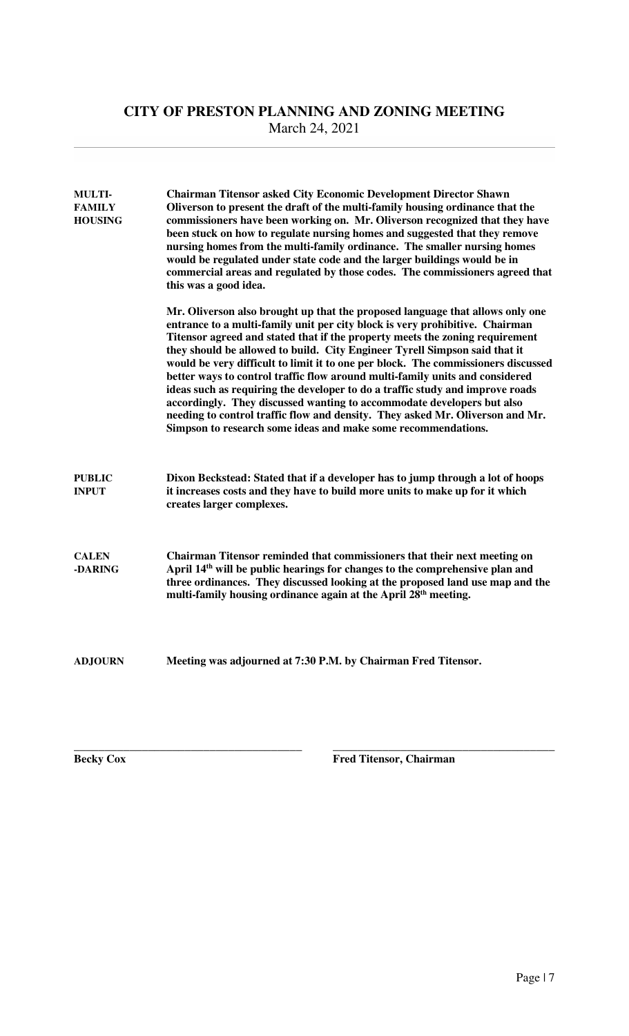# CITY OF PRESTON PLANNING AND ZONING MEETING

March 24, 2021

**MULTI-FAMILY HOUSING** — **Chairman Titensor asked City Economic Development Director Shawn Oliverson to present the draft of the multi-family housing ordinance that the commissioners have been working on. Mr. Oliverson recognized that they have been stuck on how to regulate nursing homes and suggested that they remove nursing homes from the multi-family ordinance. The smaller nursing homes would be regulated under state code and the larger buildings would be in commercial areas and regulated by those codes. The commissioners agreed that this was a good idea.**

**Mr. Oliverson also brought up that the proposed language that allows only one entrance to a multi-family unit per city block is very prohibitive. Chairman Titensor agreed and stated that if the property meets the zoning requirement they should be allowed to build. City Engineer Tyrell Simpson said that it would be very difficult to limit it to one per block. The commissioners discussed better ways to control traffic flow around multi-family units and considered ideas such as requiring the developer to do a traffic study and improve roads accordingly. They discussed wanting to accommodate developers but also needing to control traffic flow and density. They asked Mr. Oliverson and Mr. Simpson to research some ideas and make some recommendations.**

**PUBLIC INPUT** — **Dixon Beckstead: Stated that if a developer has to jump through a lot of hoops it increases costs and they have to build more units to make up for it which creates larger complexes.**

**CALEN-DARING** — **Chairman Titensor reminded that commissioners that their next meeting on April 14th will be public hearings for changes to the comprehensive plan and three ordinances. They discussed looking at the proposed land use map and the multi-family housing ordinance again at the April 28th meeting.**

**ADJOURN** — **Meeting was adjourned at 7:30 P.M. by Chairman Fred Titensor.**

\_\_\_\_\_\_\_\_\_\_\_\_\_\_\_\_\_\_\_\_\_\_\_\_\_\_\_\_\_\_\_\_\_\_\_\_\_\_ &nbsp;&nbsp;&nbsp;&nbsp; \_\_\_\_\_\_\_\_\_\_\_\_\_\_\_\_\_\_\_\_\_\_\_\_\_\_\_\_\_\_\_\_\_\_\_\_\_\_

**Becky Cox** &nbsp;&nbsp;&nbsp;&nbsp; **Fred Titensor, Chairman**